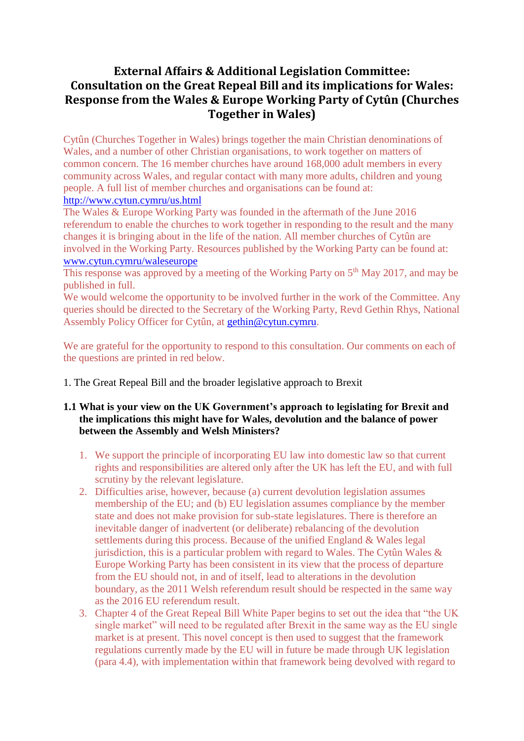# External Affairs & Additional Legislation Committee: Consultation on the Great Repeal Bill and its implications for Wales: Response from the Wales & Europe Working Party of Cytûn (Churches Together in Wales)

Cytûn (Churches Together in Wales) brings together the main Christian denominations of Wales, and a number of other Christian organisations, to work together on matters of common concern. The 16 member churches have around 168,000 adult members in every community across Wales, and regular contact with many more adults, children and young people. A full list of member churches and organisations can be found at: http://www.cytun.cymru/us.html

The Wales & Europe Working Party was founded in the aftermath of the June 2016 referendum to enable the churches to work together in responding to the result and the many changes it is bringing about in the life of the nation. All member churches of Cytûn are involved in the Working Party. Resources published by the Working Party can be found at: www.cytun.cymru/waleseurope

This response was approved by a meeting of the Working Party on 5th May 2017, and may be published in full.

We would welcome the opportunity to be involved further in the work of the Committee. Any queries should be directed to the Secretary of the Working Party, Revd Gethin Rhys, National Assembly Policy Officer for Cytûn, at gethin@cytun.cymru.

We are grateful for the opportunity to respond to this consultation. Our comments on each of the questions are printed in red below.

1. The Great Repeal Bill and the broader legislative approach to Brexit

**1.1 What is your view on the UK Government's approach to legislating for Brexit and the implications this might have for Wales, devolution and the balance of power between the Assembly and Welsh Ministers?**

1. We support the principle of incorporating EU law into domestic law so that current rights and responsibilities are altered only after the UK has left the EU, and with full scrutiny by the relevant legislature.
2. Difficulties arise, however, because (a) current devolution legislation assumes membership of the EU; and (b) EU legislation assumes compliance by the member state and does not make provision for sub-state legislatures. There is therefore an inevitable danger of inadvertent (or deliberate) rebalancing of the devolution settlements during this process. Because of the unified England & Wales legal jurisdiction, this is a particular problem with regard to Wales. The Cytûn Wales & Europe Working Party has been consistent in its view that the process of departure from the EU should not, in and of itself, lead to alterations in the devolution boundary, as the 2011 Welsh referendum result should be respected in the same way as the 2016 EU referendum result.
3. Chapter 4 of the Great Repeal Bill White Paper begins to set out the idea that "the UK single market" will need to be regulated after Brexit in the same way as the EU single market is at present. This novel concept is then used to suggest that the framework regulations currently made by the EU will in future be made through UK legislation (para 4.4), with implementation within that framework being devolved with regard to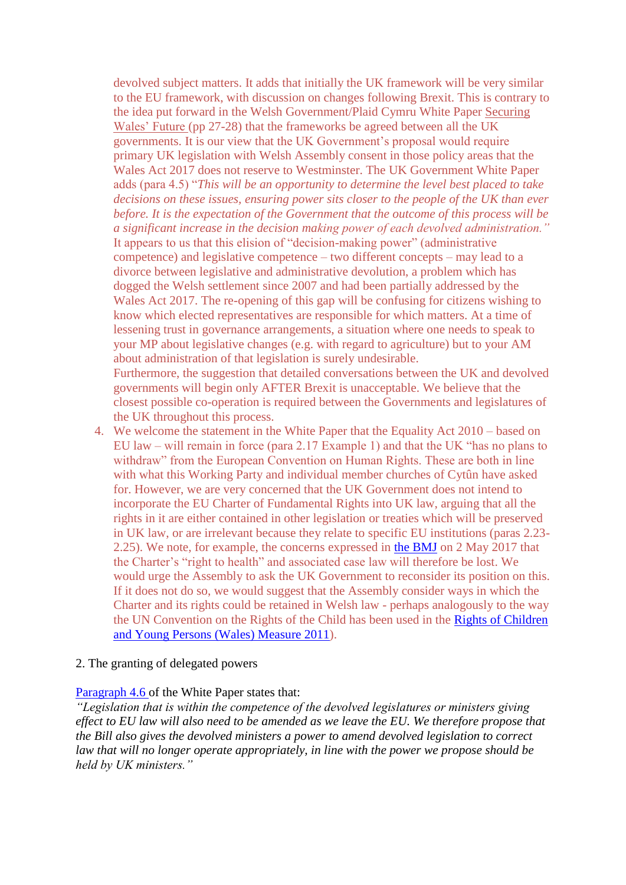devolved subject matters. It adds that initially the UK framework will be very similar to the EU framework, with discussion on changes following Brexit. This is contrary to the idea put forward in the Welsh Government/Plaid Cymru White Paper Securing Wales' Future (pp 27-28) that the frameworks be agreed between all the UK governments. It is our view that the UK Government's proposal would require primary UK legislation with Welsh Assembly consent in those policy areas that the Wales Act 2017 does not reserve to Westminster. The UK Government White Paper adds (para 4.5) "*This will be an opportunity to determine the level best placed to take decisions on these issues, ensuring power sits closer to the people of the UK than ever before. It is the expectation of the Government that the outcome of this process will be a significant increase in the decision making power of each devolved administration.*" It appears to us that this elision of "decision-making power" (administrative competence) and legislative competence – two different concepts – may lead to a divorce between legislative and administrative devolution, a problem which has dogged the Welsh settlement since 2007 and had been partially addressed by the Wales Act 2017. The re-opening of this gap will be confusing for citizens wishing to know which elected representatives are responsible for which matters. At a time of lessening trust in governance arrangements, a situation where one needs to speak to your MP about legislative changes (e.g. with regard to agriculture) but to your AM about administration of that legislation is surely undesirable.
Furthermore, the suggestion that detailed conversations between the UK and devolved governments will begin only AFTER Brexit is unacceptable. We believe that the closest possible co-operation is required between the Governments and legislatures of the UK throughout this process.

4. We welcome the statement in the White Paper that the Equality Act 2010 – based on EU law – will remain in force (para 2.17 Example 1) and that the UK "has no plans to withdraw" from the European Convention on Human Rights. These are both in line with what this Working Party and individual member churches of Cytûn have asked for. However, we are very concerned that the UK Government does not intend to incorporate the EU Charter of Fundamental Rights into UK law, arguing that all the rights in it are either contained in other legislation or treaties which will be preserved in UK law, or are irrelevant because they relate to specific EU institutions (paras 2.23-2.25). We note, for example, the concerns expressed in the BMJ on 2 May 2017 that the Charter's "right to health" and associated case law will therefore be lost. We would urge the Assembly to ask the UK Government to reconsider its position on this. If it does not do so, we would suggest that the Assembly consider ways in which the Charter and its rights could be retained in Welsh law - perhaps analogously to the way the UN Convention on the Rights of the Child has been used in the Rights of Children and Young Persons (Wales) Measure 2011).

2. The granting of delegated powers

Paragraph 4.6 of the White Paper states that:
*"Legislation that is within the competence of the devolved legislatures or ministers giving effect to EU law will also need to be amended as we leave the EU. We therefore propose that the Bill also gives the devolved ministers a power to amend devolved legislation to correct law that will no longer operate appropriately, in line with the power we propose should be held by UK ministers."*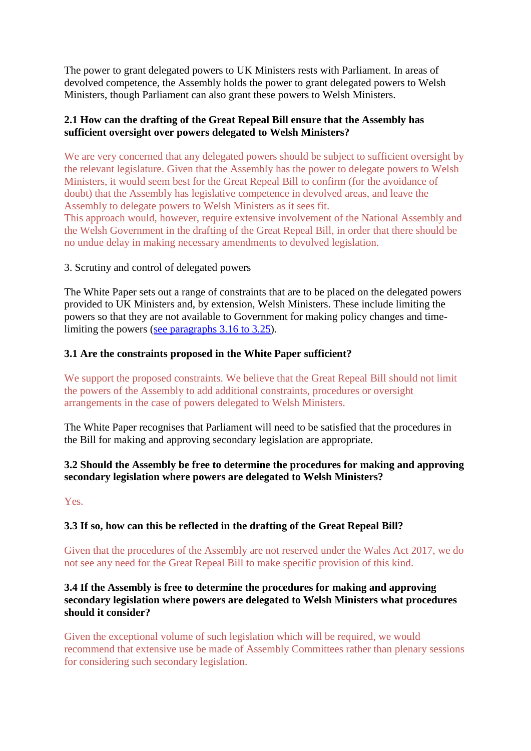The power to grant delegated powers to UK Ministers rests with Parliament. In areas of devolved competence, the Assembly holds the power to grant delegated powers to Welsh Ministers, though Parliament can also grant these powers to Welsh Ministers.

**2.1 How can the drafting of the Great Repeal Bill ensure that the Assembly has sufficient oversight over powers delegated to Welsh Ministers?**

We are very concerned that any delegated powers should be subject to sufficient oversight by the relevant legislature. Given that the Assembly has the power to delegate powers to Welsh Ministers, it would seem best for the Great Repeal Bill to confirm (for the avoidance of doubt) that the Assembly has legislative competence in devolved areas, and leave the Assembly to delegate powers to Welsh Ministers as it sees fit.
This approach would, however, require extensive involvement of the National Assembly and the Welsh Government in the drafting of the Great Repeal Bill, in order that there should be no undue delay in making necessary amendments to devolved legislation.

3. Scrutiny and control of delegated powers

The White Paper sets out a range of constraints that are to be placed on the delegated powers provided to UK Ministers and, by extension, Welsh Ministers. These include limiting the powers so that they are not available to Government for making policy changes and time-limiting the powers (see paragraphs 3.16 to 3.25).

**3.1 Are the constraints proposed in the White Paper sufficient?**

We support the proposed constraints. We believe that the Great Repeal Bill should not limit the powers of the Assembly to add additional constraints, procedures or oversight arrangements in the case of powers delegated to Welsh Ministers.

The White Paper recognises that Parliament will need to be satisfied that the procedures in the Bill for making and approving secondary legislation are appropriate.

**3.2 Should the Assembly be free to determine the procedures for making and approving secondary legislation where powers are delegated to Welsh Ministers?**

Yes.

**3.3 If so, how can this be reflected in the drafting of the Great Repeal Bill?**

Given that the procedures of the Assembly are not reserved under the Wales Act 2017, we do not see any need for the Great Repeal Bill to make specific provision of this kind.

**3.4 If the Assembly is free to determine the procedures for making and approving secondary legislation where powers are delegated to Welsh Ministers what procedures should it consider?**

Given the exceptional volume of such legislation which will be required, we would recommend that extensive use be made of Assembly Committees rather than plenary sessions for considering such secondary legislation.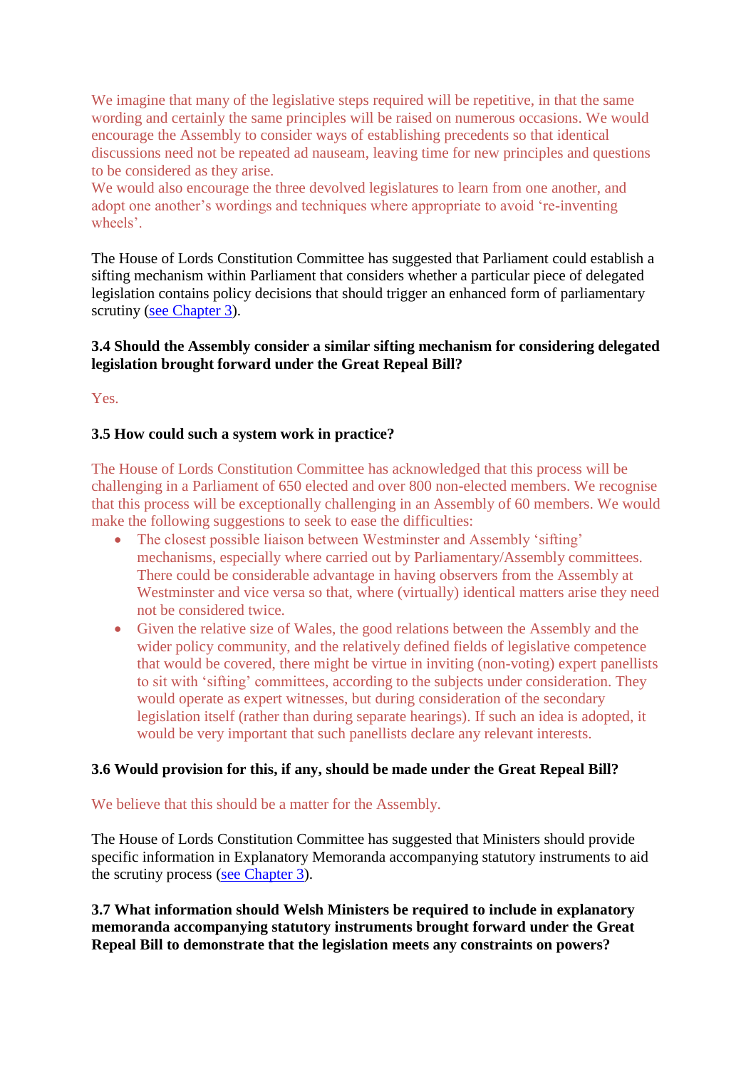We imagine that many of the legislative steps required will be repetitive, in that the same wording and certainly the same principles will be raised on numerous occasions. We would encourage the Assembly to consider ways of establishing precedents so that identical discussions need not be repeated ad nauseam, leaving time for new principles and questions to be considered as they arise.
We would also encourage the three devolved legislatures to learn from one another, and adopt one another's wordings and techniques where appropriate to avoid 're-inventing wheels'.

The House of Lords Constitution Committee has suggested that Parliament could establish a sifting mechanism within Parliament that considers whether a particular piece of delegated legislation contains policy decisions that should trigger an enhanced form of parliamentary scrutiny (see Chapter 3).

**3.4 Should the Assembly consider a similar sifting mechanism for considering delegated legislation brought forward under the Great Repeal Bill?**

Yes.

**3.5 How could such a system work in practice?**

The House of Lords Constitution Committee has acknowledged that this process will be challenging in a Parliament of 650 elected and over 800 non-elected members. We recognise that this process will be exceptionally challenging in an Assembly of 60 members. We would make the following suggestions to seek to ease the difficulties:

- The closest possible liaison between Westminster and Assembly 'sifting' mechanisms, especially where carried out by Parliamentary/Assembly committees. There could be considerable advantage in having observers from the Assembly at Westminster and vice versa so that, where (virtually) identical matters arise they need not be considered twice.
- Given the relative size of Wales, the good relations between the Assembly and the wider policy community, and the relatively defined fields of legislative competence that would be covered, there might be virtue in inviting (non-voting) expert panellists to sit with 'sifting' committees, according to the subjects under consideration. They would operate as expert witnesses, but during consideration of the secondary legislation itself (rather than during separate hearings). If such an idea is adopted, it would be very important that such panellists declare any relevant interests.

**3.6 Would provision for this, if any, should be made under the Great Repeal Bill?**

We believe that this should be a matter for the Assembly.

The House of Lords Constitution Committee has suggested that Ministers should provide specific information in Explanatory Memoranda accompanying statutory instruments to aid the scrutiny process (see Chapter 3).

**3.7 What information should Welsh Ministers be required to include in explanatory memoranda accompanying statutory instruments brought forward under the Great Repeal Bill to demonstrate that the legislation meets any constraints on powers?**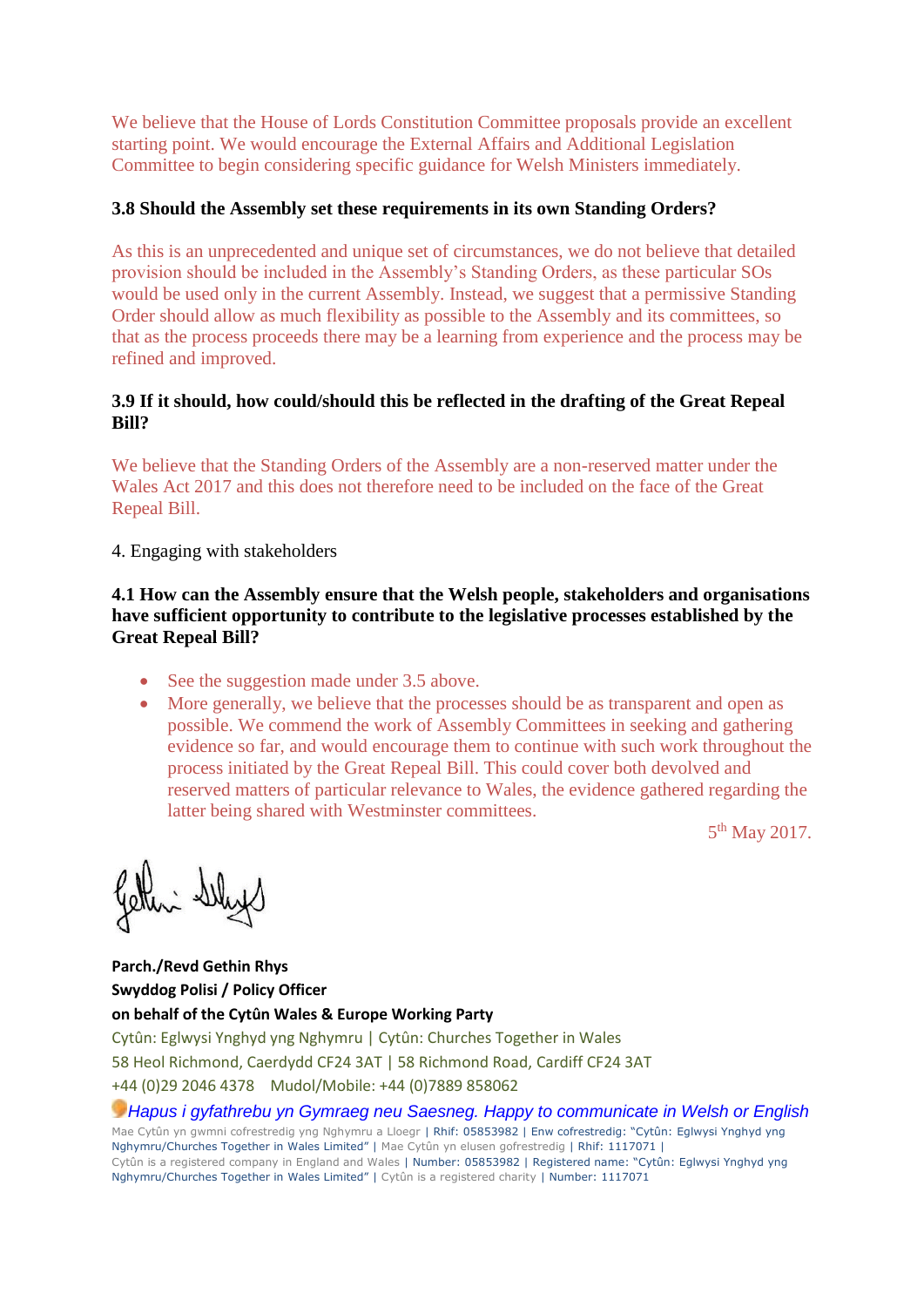We believe that the House of Lords Constitution Committee proposals provide an excellent starting point. We would encourage the External Affairs and Additional Legislation Committee to begin considering specific guidance for Welsh Ministers immediately.

**3.8 Should the Assembly set these requirements in its own Standing Orders?**

As this is an unprecedented and unique set of circumstances, we do not believe that detailed provision should be included in the Assembly's Standing Orders, as these particular SOs would be used only in the current Assembly. Instead, we suggest that a permissive Standing Order should allow as much flexibility as possible to the Assembly and its committees, so that as the process proceeds there may be a learning from experience and the process may be refined and improved.

**3.9 If it should, how could/should this be reflected in the drafting of the Great Repeal Bill?**

We believe that the Standing Orders of the Assembly are a non-reserved matter under the Wales Act 2017 and this does not therefore need to be included on the face of the Great Repeal Bill.

4. Engaging with stakeholders

**4.1 How can the Assembly ensure that the Welsh people, stakeholders and organisations have sufficient opportunity to contribute to the legislative processes established by the Great Repeal Bill?**

- See the suggestion made under 3.5 above.
- More generally, we believe that the processes should be as transparent and open as possible. We commend the work of Assembly Committees in seeking and gathering evidence so far, and would encourage them to continue with such work throughout the process initiated by the Great Repeal Bill. This could cover both devolved and reserved matters of particular relevance to Wales, the evidence gathered regarding the latter being shared with Westminster committees.

5th May 2017.

**Parch./Revd Gethin Rhys**
**Swyddog Polisi / Policy Officer**
**on behalf of the Cytûn Wales & Europe Working Party**

Cytûn: Eglwysi Ynghyd yng Nghymru | Cytûn: Churches Together in Wales
58 Heol Richmond, Caerdydd CF24 3AT | 58 Richmond Road, Cardiff CF24 3AT
+44 (0)29 2046 4378 Mudol/Mobile: +44 (0)7889 858062

*Hapus i gyfathrebu yn Gymraeg neu Saesneg. Happy to communicate in Welsh or English*

Mae Cytûn yn gwmni cofrestredig yng Nghymru a Lloegr | Rhif: 05853982 | Enw cofrestredig: "Cytûn: Eglwysi Ynghyd yng Nghymru/Churches Together in Wales Limited" | Mae Cytûn yn elusen gofrestredig | Rhif: 1117071 |
Cytûn is a registered company in England and Wales | Number: 05853982 | Registered name: "Cytûn: Eglwysi Ynghyd yng Nghymru/Churches Together in Wales Limited" | Cytûn is a registered charity | Number: 1117071